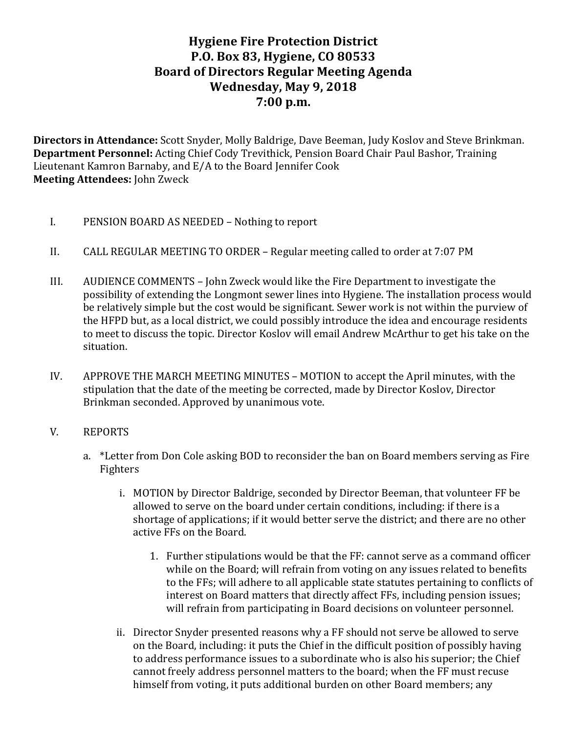# Hygiene Fire Protection District
# P.O. Box 83, Hygiene, CO 80533
# Board of Directors Regular Meeting Agenda
# Wednesday, May 9, 2018
# 7:00 p.m.

**Directors in Attendance:** Scott Snyder, Molly Baldrige, Dave Beeman, Judy Koslov and Steve Brinkman.
**Department Personnel:** Acting Chief Cody Trevithick, Pension Board Chair Paul Bashor, Training Lieutenant Kamron Barnaby, and E/A to the Board Jennifer Cook
**Meeting Attendees:** John Zweck

I. PENSION BOARD AS NEEDED – Nothing to report

II. CALL REGULAR MEETING TO ORDER – Regular meeting called to order at 7:07 PM

III. AUDIENCE COMMENTS – John Zweck would like the Fire Department to investigate the possibility of extending the Longmont sewer lines into Hygiene. The installation process would be relatively simple but the cost would be significant. Sewer work is not within the purview of the HFPD but, as a local district, we could possibly introduce the idea and encourage residents to meet to discuss the topic. Director Koslov will email Andrew McArthur to get his take on the situation.

IV. APPROVE THE MARCH MEETING MINUTES – MOTION to accept the April minutes, with the stipulation that the date of the meeting be corrected, made by Director Koslov, Director Brinkman seconded. Approved by unanimous vote.

V. REPORTS

   a. *Letter from Don Cole asking BOD to reconsider the ban on Board members serving as Fire Fighters

      i. MOTION by Director Baldrige, seconded by Director Beeman, that volunteer FF be allowed to serve on the board under certain conditions, including: if there is a shortage of applications; if it would better serve the district; and there are no other active FFs on the Board.

         1. Further stipulations would be that the FF: cannot serve as a command officer while on the Board; will refrain from voting on any issues related to benefits to the FFs; will adhere to all applicable state statutes pertaining to conflicts of interest on Board matters that directly affect FFs, including pension issues; will refrain from participating in Board decisions on volunteer personnel.

      ii. Director Snyder presented reasons why a FF should not serve be allowed to serve on the Board, including: it puts the Chief in the difficult position of possibly having to address performance issues to a subordinate who is also his superior; the Chief cannot freely address personnel matters to the board; when the FF must recuse himself from voting, it puts additional burden on other Board members; any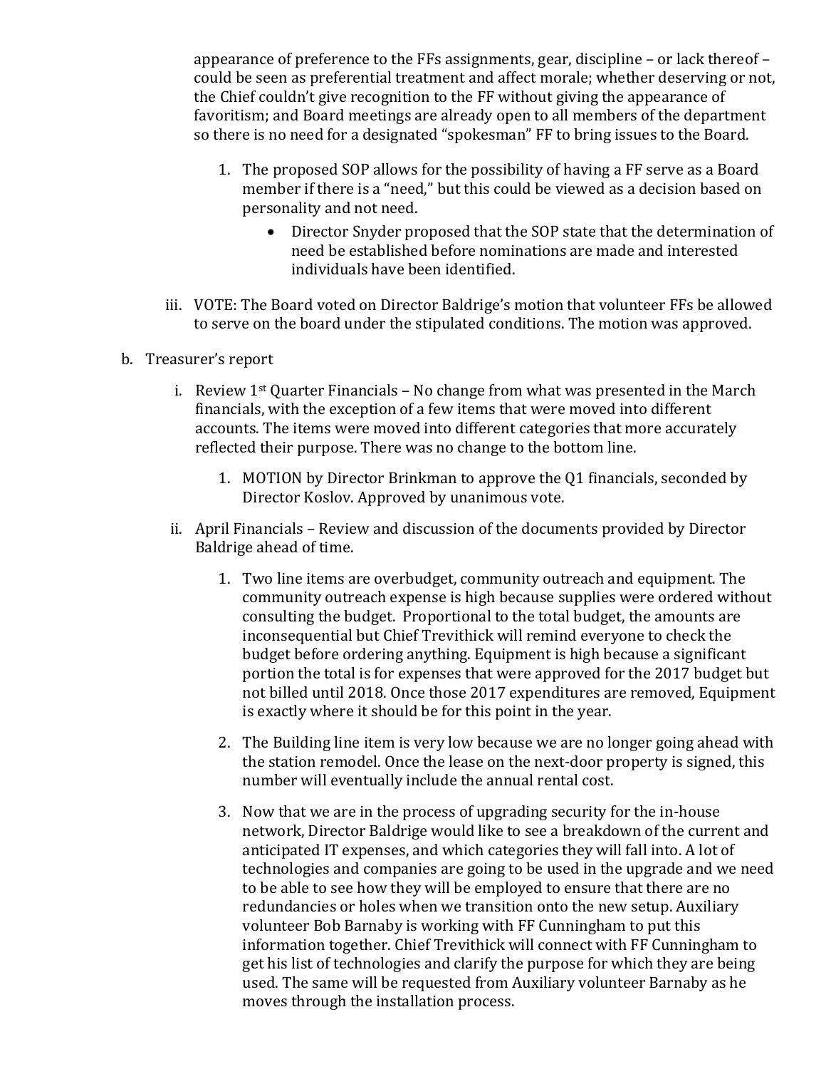appearance of preference to the FFs assignments, gear, discipline – or lack thereof – could be seen as preferential treatment and affect morale; whether deserving or not, the Chief couldn't give recognition to the FF without giving the appearance of favoritism; and Board meetings are already open to all members of the department so there is no need for a designated "spokesman" FF to bring issues to the Board.

1. The proposed SOP allows for the possibility of having a FF serve as a Board member if there is a "need," but this could be viewed as a decision based on personality and not need.
    - Director Snyder proposed that the SOP state that the determination of need be established before nominations are made and interested individuals have been identified.

iii. VOTE: The Board voted on Director Baldrige's motion that volunteer FFs be allowed to serve on the board under the stipulated conditions. The motion was approved.

b. Treasurer's report

i. Review 1st Quarter Financials – No change from what was presented in the March financials, with the exception of a few items that were moved into different accounts. The items were moved into different categories that more accurately reflected their purpose. There was no change to the bottom line.

1. MOTION by Director Brinkman to approve the Q1 financials, seconded by Director Koslov. Approved by unanimous vote.

ii. April Financials – Review and discussion of the documents provided by Director Baldrige ahead of time.

1. Two line items are overbudget, community outreach and equipment. The community outreach expense is high because supplies were ordered without consulting the budget. Proportional to the total budget, the amounts are inconsequential but Chief Trevithick will remind everyone to check the budget before ordering anything. Equipment is high because a significant portion the total is for expenses that were approved for the 2017 budget but not billed until 2018. Once those 2017 expenditures are removed, Equipment is exactly where it should be for this point in the year.

2. The Building line item is very low because we are no longer going ahead with the station remodel. Once the lease on the next-door property is signed, this number will eventually include the annual rental cost.

3. Now that we are in the process of upgrading security for the in-house network, Director Baldrige would like to see a breakdown of the current and anticipated IT expenses, and which categories they will fall into. A lot of technologies and companies are going to be used in the upgrade and we need to be able to see how they will be employed to ensure that there are no redundancies or holes when we transition onto the new setup. Auxiliary volunteer Bob Barnaby is working with FF Cunningham to put this information together. Chief Trevithick will connect with FF Cunningham to get his list of technologies and clarify the purpose for which they are being used. The same will be requested from Auxiliary volunteer Barnaby as he moves through the installation process.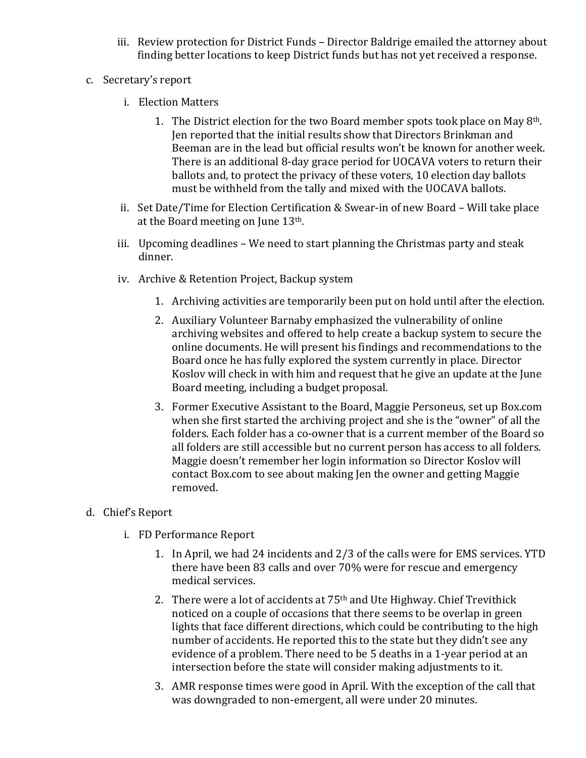iii. Review protection for District Funds – Director Baldrige emailed the attorney about finding better locations to keep District funds but has not yet received a response.

c. Secretary's report

   i. Election Matters

      1. The District election for the two Board member spots took place on May 8th. Jen reported that the initial results show that Directors Brinkman and Beeman are in the lead but official results won't be known for another week. There is an additional 8-day grace period for UOCAVA voters to return their ballots and, to protect the privacy of these voters, 10 election day ballots must be withheld from the tally and mixed with the UOCAVA ballots.

   ii. Set Date/Time for Election Certification & Swear-in of new Board – Will take place at the Board meeting on June 13th.

   iii. Upcoming deadlines – We need to start planning the Christmas party and steak dinner.

   iv. Archive & Retention Project, Backup system

      1. Archiving activities are temporarily been put on hold until after the election.

      2. Auxiliary Volunteer Barnaby emphasized the vulnerability of online archiving websites and offered to help create a backup system to secure the online documents. He will present his findings and recommendations to the Board once he has fully explored the system currently in place. Director Koslov will check in with him and request that he give an update at the June Board meeting, including a budget proposal.

      3. Former Executive Assistant to the Board, Maggie Personeus, set up Box.com when she first started the archiving project and she is the "owner" of all the folders. Each folder has a co-owner that is a current member of the Board so all folders are still accessible but no current person has access to all folders. Maggie doesn't remember her login information so Director Koslov will contact Box.com to see about making Jen the owner and getting Maggie removed.

d. Chief's Report

   i. FD Performance Report

      1. In April, we had 24 incidents and 2/3 of the calls were for EMS services. YTD there have been 83 calls and over 70% were for rescue and emergency medical services.

      2. There were a lot of accidents at 75th and Ute Highway. Chief Trevithick noticed on a couple of occasions that there seems to be overlap in green lights that face different directions, which could be contributing to the high number of accidents. He reported this to the state but they didn't see any evidence of a problem. There need to be 5 deaths in a 1-year period at an intersection before the state will consider making adjustments to it.

      3. AMR response times were good in April. With the exception of the call that was downgraded to non-emergent, all were under 20 minutes.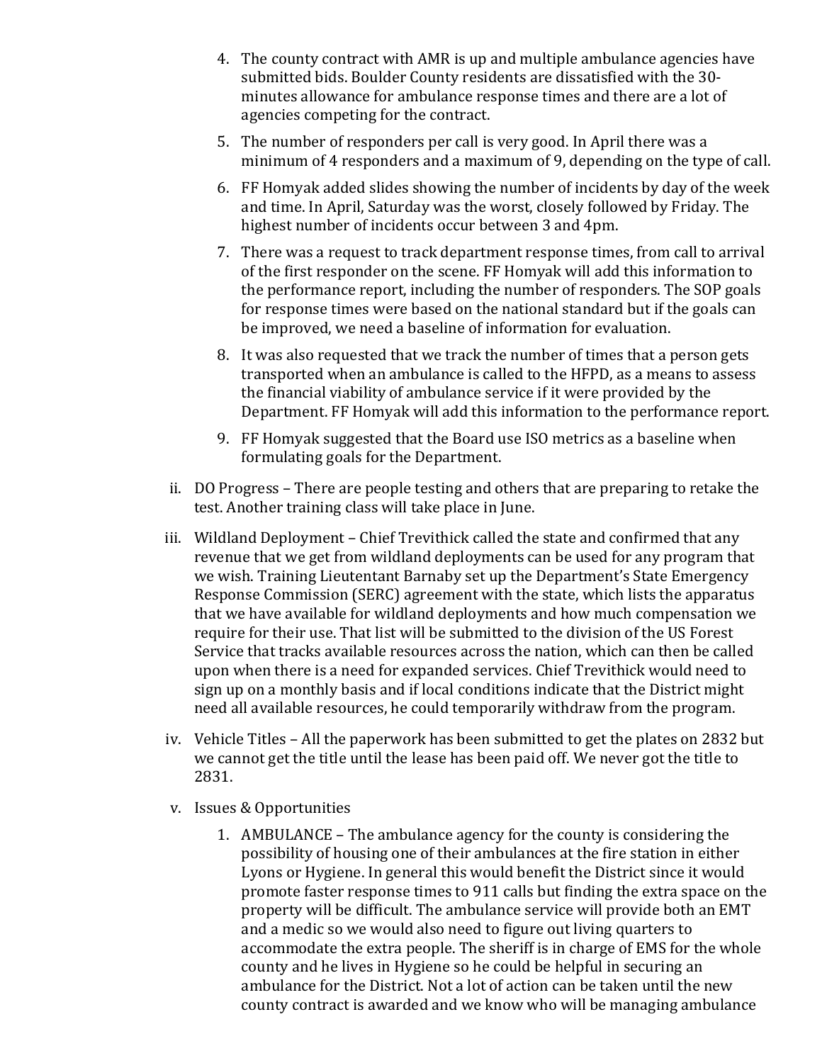4. The county contract with AMR is up and multiple ambulance agencies have submitted bids. Boulder County residents are dissatisfied with the 30-minutes allowance for ambulance response times and there are a lot of agencies competing for the contract.
5. The number of responders per call is very good. In April there was a minimum of 4 responders and a maximum of 9, depending on the type of call.
6. FF Homyak added slides showing the number of incidents by day of the week and time. In April, Saturday was the worst, closely followed by Friday. The highest number of incidents occur between 3 and 4pm.
7. There was a request to track department response times, from call to arrival of the first responder on the scene. FF Homyak will add this information to the performance report, including the number of responders. The SOP goals for response times were based on the national standard but if the goals can be improved, we need a baseline of information for evaluation.
8. It was also requested that we track the number of times that a person gets transported when an ambulance is called to the HFPD, as a means to assess the financial viability of ambulance service if it were provided by the Department. FF Homyak will add this information to the performance report.
9. FF Homyak suggested that the Board use ISO metrics as a baseline when formulating goals for the Department.

ii. DO Progress – There are people testing and others that are preparing to retake the test. Another training class will take place in June.

iii. Wildland Deployment – Chief Trevithick called the state and confirmed that any revenue that we get from wildland deployments can be used for any program that we wish. Training Lieutenant Barnaby set up the Department's State Emergency Response Commission (SERC) agreement with the state, which lists the apparatus that we have available for wildland deployments and how much compensation we require for their use. That list will be submitted to the division of the US Forest Service that tracks available resources across the nation, which can then be called upon when there is a need for expanded services. Chief Trevithick would need to sign up on a monthly basis and if local conditions indicate that the District might need all available resources, he could temporarily withdraw from the program.

iv. Vehicle Titles – All the paperwork has been submitted to get the plates on 2832 but we cannot get the title until the lease has been paid off. We never got the title to 2831.

v. Issues & Opportunities

1. AMBULANCE – The ambulance agency for the county is considering the possibility of housing one of their ambulances at the fire station in either Lyons or Hygiene. In general this would benefit the District since it would promote faster response times to 911 calls but finding the extra space on the property will be difficult. The ambulance service will provide both an EMT and a medic so we would also need to figure out living quarters to accommodate the extra people. The sheriff is in charge of EMS for the whole county and he lives in Hygiene so he could be helpful in securing an ambulance for the District. Not a lot of action can be taken until the new county contract is awarded and we know who will be managing ambulance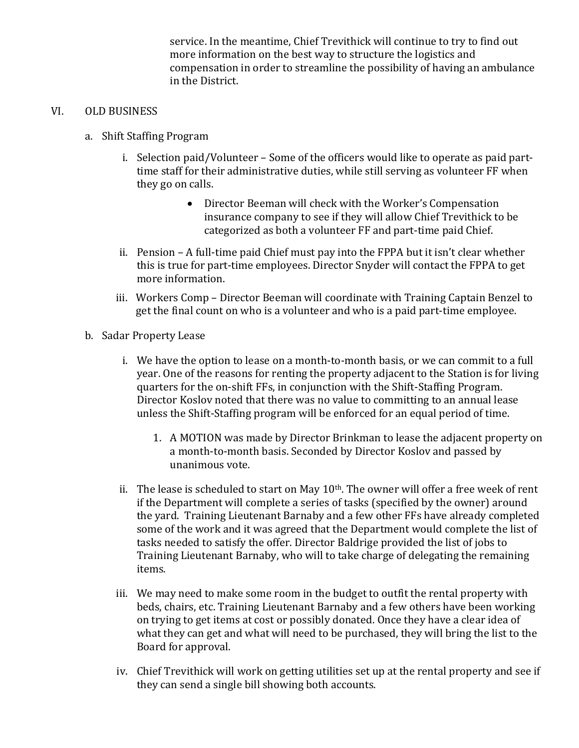service. In the meantime, Chief Trevithick will continue to try to find out more information on the best way to structure the logistics and compensation in order to streamline the possibility of having an ambulance in the District.

VI. OLD BUSINESS

a. Shift Staffing Program

i. Selection paid/Volunteer – Some of the officers would like to operate as paid part-time staff for their administrative duties, while still serving as volunteer FF when they go on calls.

- Director Beeman will check with the Worker's Compensation insurance company to see if they will allow Chief Trevithick to be categorized as both a volunteer FF and part-time paid Chief.

ii. Pension – A full-time paid Chief must pay into the FPPA but it isn't clear whether this is true for part-time employees. Director Snyder will contact the FPPA to get more information.

iii. Workers Comp – Director Beeman will coordinate with Training Captain Benzel to get the final count on who is a volunteer and who is a paid part-time employee.

b. Sadar Property Lease

i. We have the option to lease on a month-to-month basis, or we can commit to a full year. One of the reasons for renting the property adjacent to the Station is for living quarters for the on-shift FFs, in conjunction with the Shift-Staffing Program. Director Koslov noted that there was no value to committing to an annual lease unless the Shift-Staffing program will be enforced for an equal period of time.

1. A MOTION was made by Director Brinkman to lease the adjacent property on a month-to-month basis. Seconded by Director Koslov and passed by unanimous vote.

ii. The lease is scheduled to start on May 10th. The owner will offer a free week of rent if the Department will complete a series of tasks (specified by the owner) around the yard. Training Lieutenant Barnaby and a few other FFs have already completed some of the work and it was agreed that the Department would complete the list of tasks needed to satisfy the offer. Director Baldrige provided the list of jobs to Training Lieutenant Barnaby, who will to take charge of delegating the remaining items.

iii. We may need to make some room in the budget to outfit the rental property with beds, chairs, etc. Training Lieutenant Barnaby and a few others have been working on trying to get items at cost or possibly donated. Once they have a clear idea of what they can get and what will need to be purchased, they will bring the list to the Board for approval.

iv. Chief Trevithick will work on getting utilities set up at the rental property and see if they can send a single bill showing both accounts.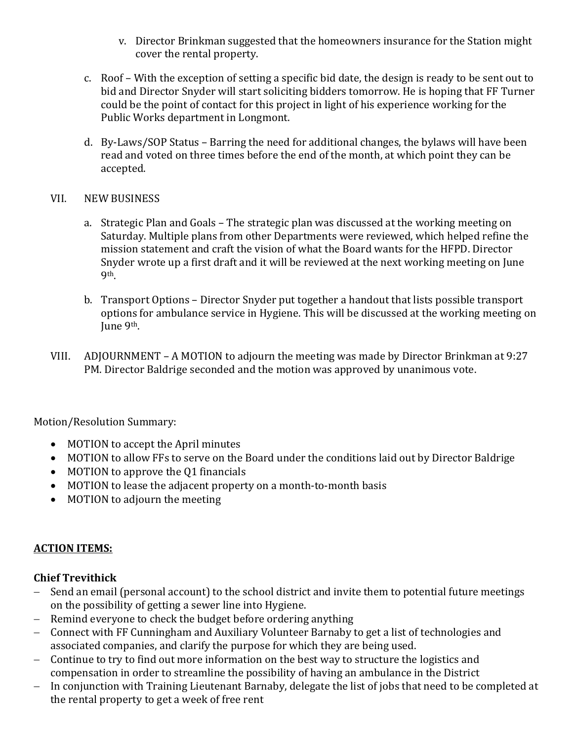v. Director Brinkman suggested that the homeowners insurance for the Station might cover the rental property.

c. Roof – With the exception of setting a specific bid date, the design is ready to be sent out to bid and Director Snyder will start soliciting bidders tomorrow. He is hoping that FF Turner could be the point of contact for this project in light of his experience working for the Public Works department in Longmont.

d. By-Laws/SOP Status – Barring the need for additional changes, the bylaws will have been read and voted on three times before the end of the month, at which point they can be accepted.

VII. NEW BUSINESS

a. Strategic Plan and Goals – The strategic plan was discussed at the working meeting on Saturday. Multiple plans from other Departments were reviewed, which helped refine the mission statement and craft the vision of what the Board wants for the HFPD. Director Snyder wrote up a first draft and it will be reviewed at the next working meeting on June 9th.

b. Transport Options – Director Snyder put together a handout that lists possible transport options for ambulance service in Hygiene. This will be discussed at the working meeting on June 9th.

VIII. ADJOURNMENT – A MOTION to adjourn the meeting was made by Director Brinkman at 9:27 PM. Director Baldrige seconded and the motion was approved by unanimous vote.

Motion/Resolution Summary:

- MOTION to accept the April minutes
- MOTION to allow FFs to serve on the Board under the conditions laid out by Director Baldrige
- MOTION to approve the Q1 financials
- MOTION to lease the adjacent property on a month-to-month basis
- MOTION to adjourn the meeting

**ACTION ITEMS:**

**Chief Trevithick**

- Send an email (personal account) to the school district and invite them to potential future meetings on the possibility of getting a sewer line into Hygiene.
- Remind everyone to check the budget before ordering anything
- Connect with FF Cunningham and Auxiliary Volunteer Barnaby to get a list of technologies and associated companies, and clarify the purpose for which they are being used.
- Continue to try to find out more information on the best way to structure the logistics and compensation in order to streamline the possibility of having an ambulance in the District
- In conjunction with Training Lieutenant Barnaby, delegate the list of jobs that need to be completed at the rental property to get a week of free rent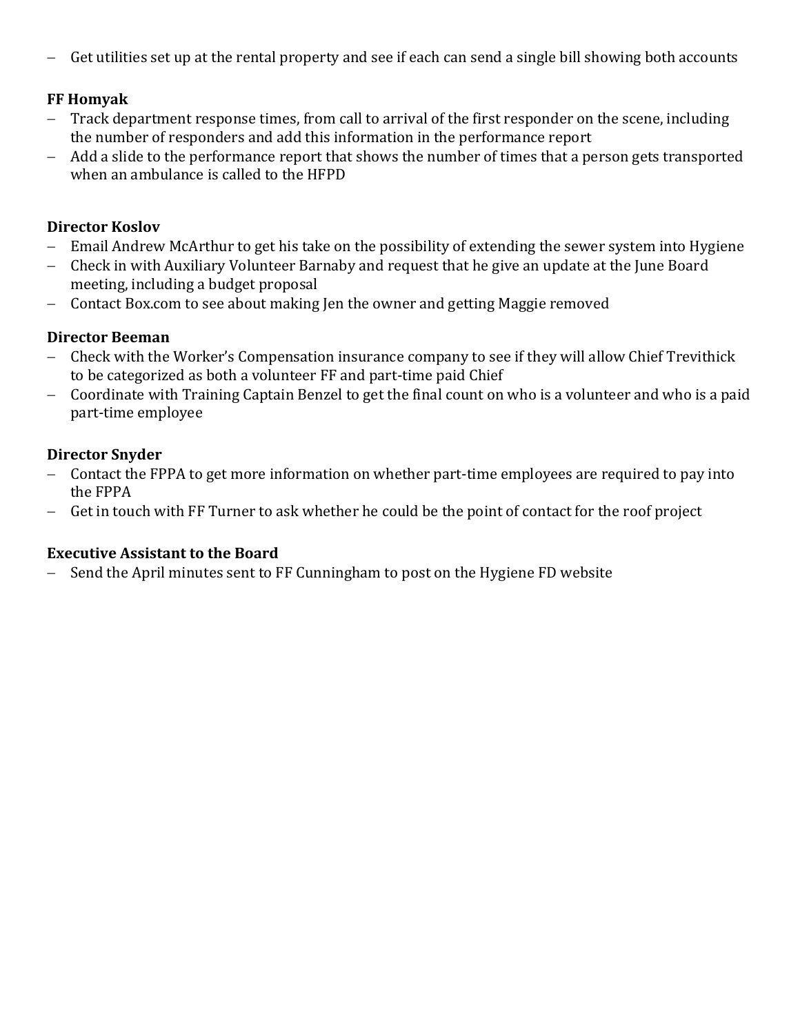- Get utilities set up at the rental property and see if each can send a single bill showing both accounts

**FF Homyak**
- Track department response times, from call to arrival of the first responder on the scene, including the number of responders and add this information in the performance report
- Add a slide to the performance report that shows the number of times that a person gets transported when an ambulance is called to the HFPD

**Director Koslov**
- Email Andrew McArthur to get his take on the possibility of extending the sewer system into Hygiene
- Check in with Auxiliary Volunteer Barnaby and request that he give an update at the June Board meeting, including a budget proposal
- Contact Box.com to see about making Jen the owner and getting Maggie removed

**Director Beeman**
- Check with the Worker's Compensation insurance company to see if they will allow Chief Trevithick to be categorized as both a volunteer FF and part-time paid Chief
- Coordinate with Training Captain Benzel to get the final count on who is a volunteer and who is a paid part-time employee

**Director Snyder**
- Contact the FPPA to get more information on whether part-time employees are required to pay into the FPPA
- Get in touch with FF Turner to ask whether he could be the point of contact for the roof project

**Executive Assistant to the Board**
- Send the April minutes sent to FF Cunningham to post on the Hygiene FD website